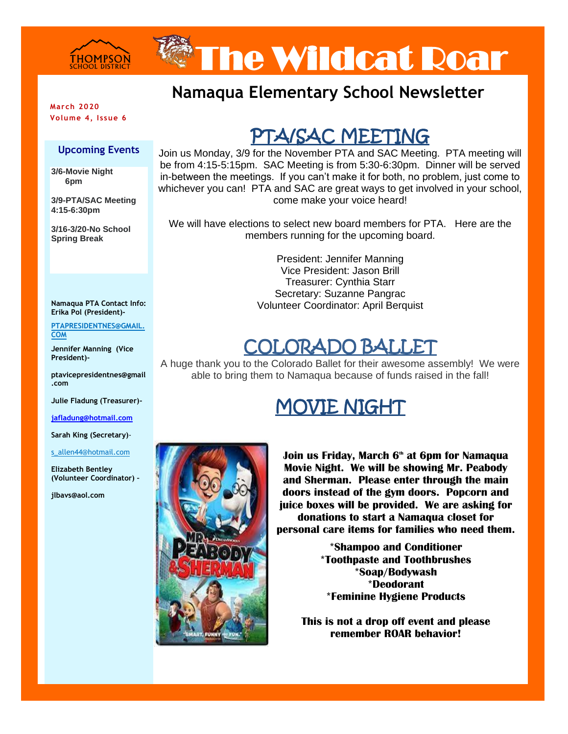THOMPSON SCHOOL DISTRICT

# The Wildcat Roar

## Namaqua Elementary School Newsletter

**March 2020**
**Volume 4, Issue 6**

### Upcoming Events

**3/6-Movie Night 6pm**

**3/9-PTA/SAC Meeting 4:15-6:30pm**

**3/16-3/20-No School Spring Break**

**Namaqua PTA Contact Info:**
**Erika Pol (President)-**

PTAPRESIDENTNES@GMAIL.COM

**Jennifer Manning (Vice President)-**

**ptavicepresidentnes@gmail.com**

**Julie Fladung (Treasurer)-**

jafladung@hotmail.com

**Sarah King (Secretary)-**

s_allen44@hotmail.com

**Elizabeth Bentley (Volunteer Coordinator) –**

**jlbavs@aol.com**

## PTA/SAC MEETING

Join us Monday, 3/9 for the November PTA and SAC Meeting. PTA meeting will be from 4:15-5:15pm. SAC Meeting is from 5:30-6:30pm. Dinner will be served in-between the meetings. If you can't make it for both, no problem, just come to whichever you can! PTA and SAC are great ways to get involved in your school, come make your voice heard!

We will have elections to select new board members for PTA. Here are the members running for the upcoming board.

President: Jennifer Manning
Vice President: Jason Brill
Treasurer: Cynthia Starr
Secretary: Suzanne Pangrac
Volunteer Coordinator: April Berquist

## COLORADO BALLET

A huge thank you to the Colorado Ballet for their awesome assembly! We were able to bring them to Namaqua because of funds raised in the fall!

## MOVIE NIGHT

**Join us Friday, March 6th at 6pm for Namaqua Movie Night. We will be showing Mr. Peabody and Sherman. Please enter through the main doors instead of the gym doors. Popcorn and juice boxes will be provided. We are asking for donations to start a Namaqua closet for personal care items for families who need them.**

**\*Shampoo and Conditioner**
**\*Toothpaste and Toothbrushes**
**\*Soap/Bodywash**
**\*Deodorant**
**\*Feminine Hygiene Products**

**This is not a drop off event and please remember ROAR behavior!**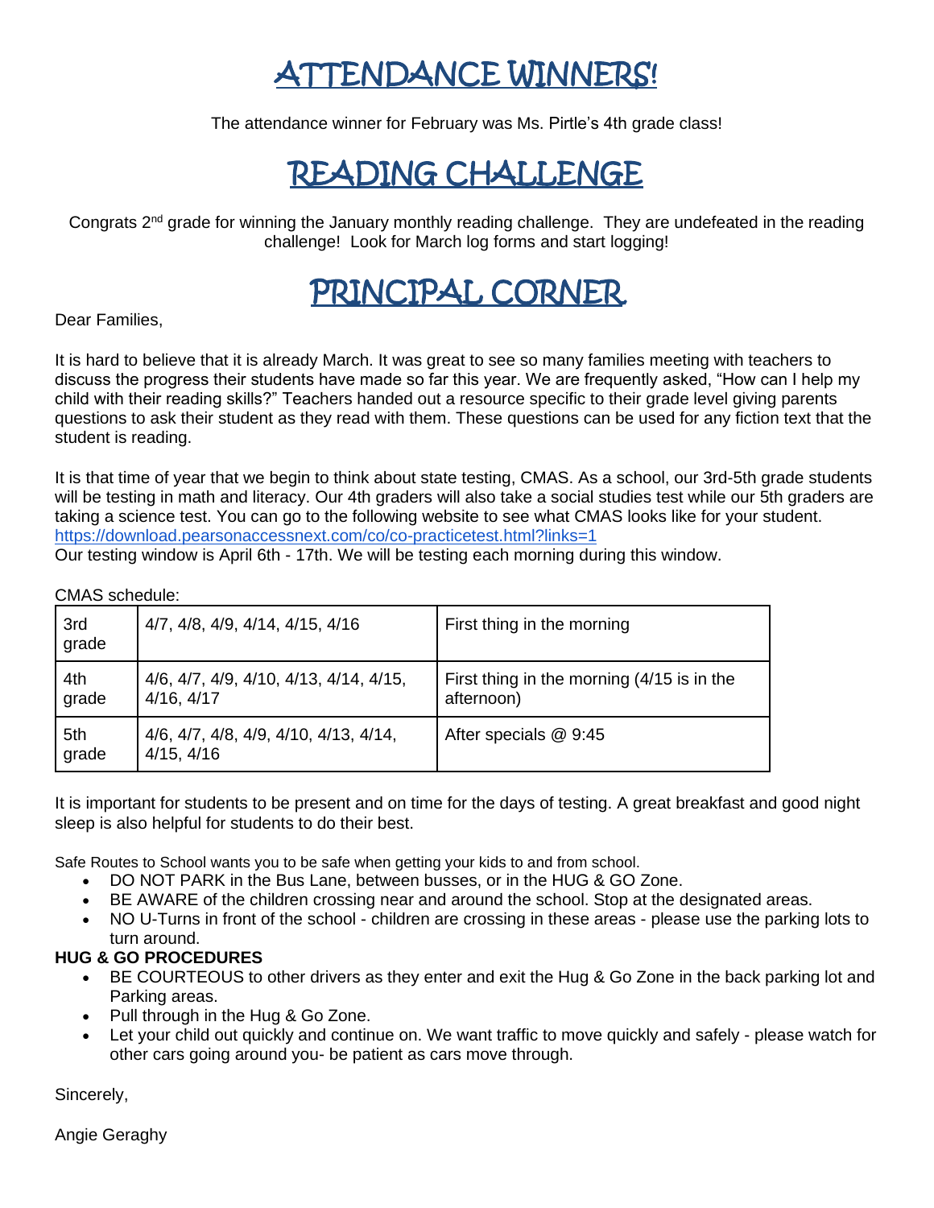# ATTENDANCE WINNERS!

The attendance winner for February was Ms. Pirtle's 4th grade class!

# READING CHALLENGE

Congrats 2nd grade for winning the January monthly reading challenge. They are undefeated in the reading challenge! Look for March log forms and start logging!

# PRINCIPAL CORNER

Dear Families,

It is hard to believe that it is already March. It was great to see so many families meeting with teachers to discuss the progress their students have made so far this year. We are frequently asked, "How can I help my child with their reading skills?" Teachers handed out a resource specific to their grade level giving parents questions to ask their student as they read with them. These questions can be used for any fiction text that the student is reading.

It is that time of year that we begin to think about state testing, CMAS. As a school, our 3rd-5th grade students will be testing in math and literacy. Our 4th graders will also take a social studies test while our 5th graders are taking a science test. You can go to the following website to see what CMAS looks like for your student. https://download.pearsonaccessnext.com/co/co-practicetest.html?links=1
Our testing window is April 6th - 17th. We will be testing each morning during this window.

CMAS schedule:

| Grade | Dates | Time |
|---|---|---|
| 3rd grade | 4/7, 4/8, 4/9, 4/14, 4/15, 4/16 | First thing in the morning |
| 4th grade | 4/6, 4/7, 4/9, 4/10, 4/13, 4/14, 4/15, 4/16, 4/17 | First thing in the morning (4/15 is in the afternoon) |
| 5th grade | 4/6, 4/7, 4/8, 4/9, 4/10, 4/13, 4/14, 4/15, 4/16 | After specials @ 9:45 |

It is important for students to be present and on time for the days of testing. A great breakfast and good night sleep is also helpful for students to do their best.

Safe Routes to School wants you to be safe when getting your kids to and from school.

- DO NOT PARK in the Bus Lane, between busses, or in the HUG & GO Zone.
- BE AWARE of the children crossing near and around the school. Stop at the designated areas.
- NO U-Turns in front of the school - children are crossing in these areas - please use the parking lots to turn around.

**HUG & GO PROCEDURES**

- BE COURTEOUS to other drivers as they enter and exit the Hug & Go Zone in the back parking lot and Parking areas.
- Pull through in the Hug & Go Zone.
- Let your child out quickly and continue on. We want traffic to move quickly and safely - please watch for other cars going around you- be patient as cars move through.

Sincerely,

Angie Geraghy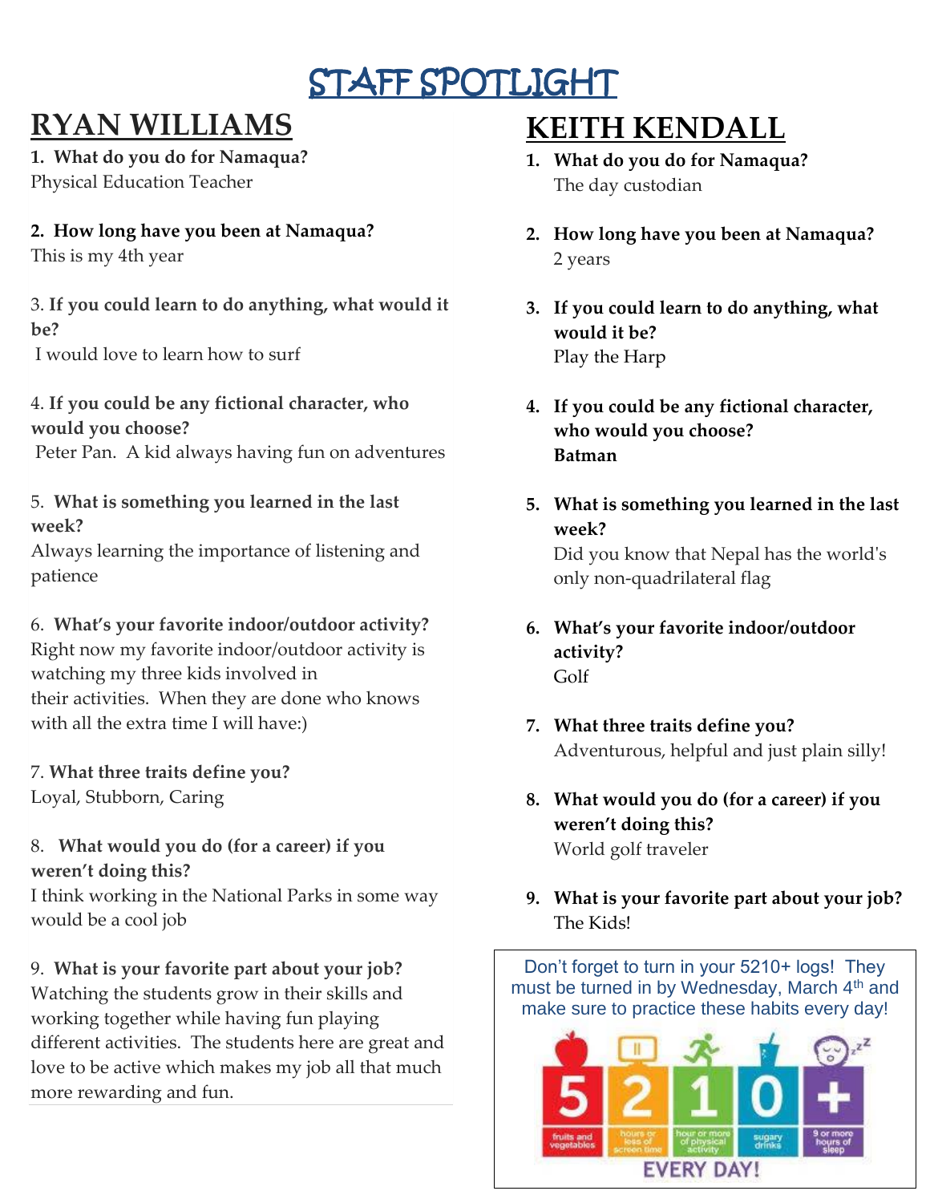# STAFF SPOTLIGHT

## RYAN WILLIAMS

1. **What do you do for Namaqua?**
Physical Education Teacher

2. **How long have you been at Namaqua?**
This is my 4th year

3. **If you could learn to do anything, what would it be?**
I would love to learn how to surf

4. **If you could be any fictional character, who would you choose?**
Peter Pan. A kid always having fun on adventures

5. **What is something you learned in the last week?**
Always learning the importance of listening and patience

6. **What's your favorite indoor/outdoor activity?**
Right now my favorite indoor/outdoor activity is watching my three kids involved in their activities. When they are done who knows with all the extra time I will have:)

7. **What three traits define you?**
Loyal, Stubborn, Caring

8. **What would you do (for a career) if you weren't doing this?**
I think working in the National Parks in some way would be a cool job

9. **What is your favorite part about your job?**
Watching the students grow in their skills and working together while having fun playing different activities. The students here are great and love to be active which makes my job all that much more rewarding and fun.

## KEITH KENDALL

1. **What do you do for Namaqua?**
The day custodian

2. **How long have you been at Namaqua?**
2 years

3. **If you could learn to do anything, what would it be?**
Play the Harp

4. **If you could be any fictional character, who would you choose?**
**Batman**

5. **What is something you learned in the last week?**
Did you know that Nepal has the world's only non-quadrilateral flag

6. **What's your favorite indoor/outdoor activity?**
Golf

7. **What three traits define you?**
Adventurous, helpful and just plain silly!

8. **What would you do (for a career) if you weren't doing this?**
World golf traveler

9. **What is your favorite part about your job?**
The Kids!

Don't forget to turn in your 5210+ logs! They must be turned in by Wednesday, March 4th and make sure to practice these habits every day!

5 fruits and vegetables
2 hours or less of screen time
1 hour or more of physical activity
0 sugary drinks
+ 9 or more hours of sleep

EVERY DAY!